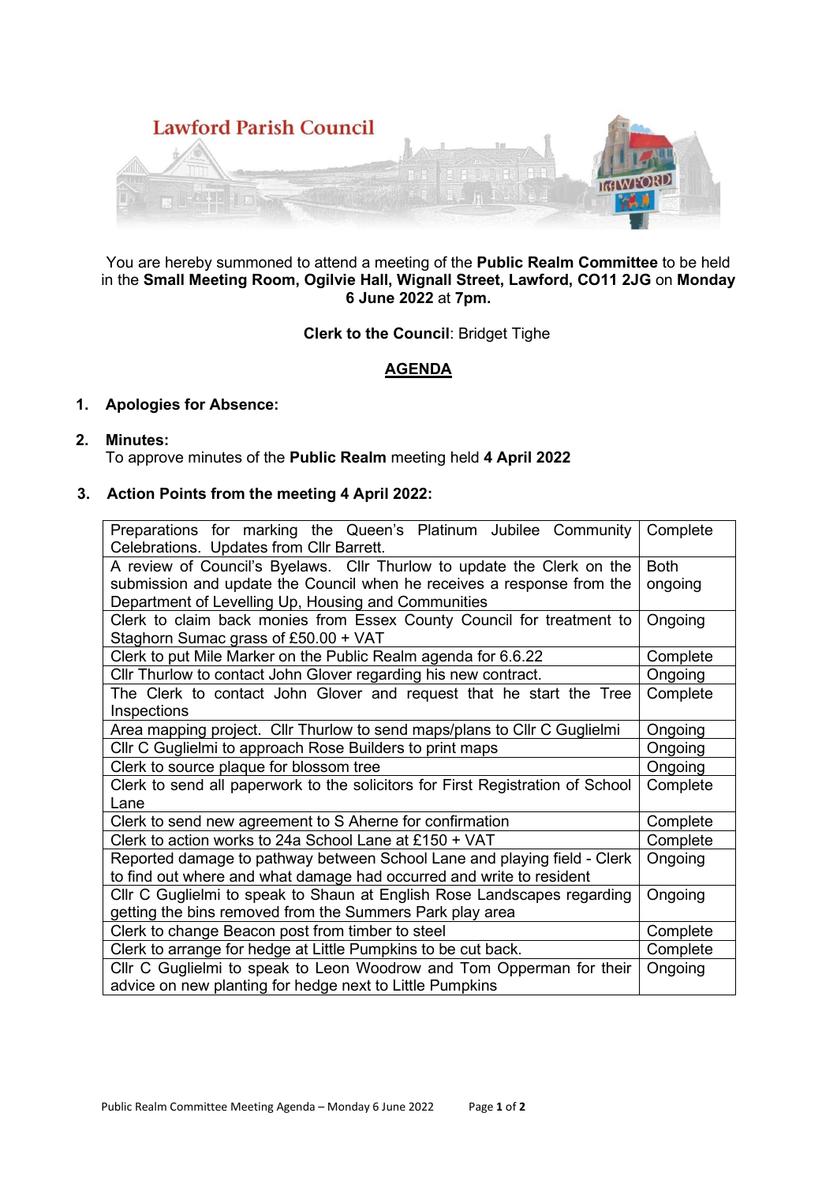# Lawford Parish Council

You are hereby summoned to attend a meeting of the **Public Realm Committee** to be held in the **Small Meeting Room, Ogilvie Hall, Wignall Street, Lawford, CO11 2JG** on **Monday 6 June 2022** at **7pm.**

**Clerk to the Council**: Bridget Tighe

## AGENDA

1. **Apologies for Absence:**

2. **Minutes:**
   To approve minutes of the **Public Realm** meeting held **4 April 2022**

3. **Action Points from the meeting 4 April 2022:**

| | |
|---|---|
| Preparations for marking the Queen's Platinum Jubilee Community Celebrations. Updates from Cllr Barrett. | Complete |
| A review of Council's Byelaws. Cllr Thurlow to update the Clerk on the submission and update the Council when he receives a response from the Department of Levelling Up, Housing and Communities | Both ongoing |
| Clerk to claim back monies from Essex County Council for treatment to Staghorn Sumac grass of £50.00 + VAT | Ongoing |
| Clerk to put Mile Marker on the Public Realm agenda for 6.6.22 | Complete |
| Cllr Thurlow to contact John Glover regarding his new contract. | Ongoing |
| The Clerk to contact John Glover and request that he start the Tree Inspections | Complete |
| Area mapping project. Cllr Thurlow to send maps/plans to Cllr C Guglielmi | Ongoing |
| Cllr C Guglielmi to approach Rose Builders to print maps | Ongoing |
| Clerk to source plaque for blossom tree | Ongoing |
| Clerk to send all paperwork to the solicitors for First Registration of School Lane | Complete |
| Clerk to send new agreement to S Aherne for confirmation | Complete |
| Clerk to action works to 24a School Lane at £150 + VAT | Complete |
| Reported damage to pathway between School Lane and playing field - Clerk to find out where and what damage had occurred and write to resident | Ongoing |
| Cllr C Guglielmi to speak to Shaun at English Rose Landscapes regarding getting the bins removed from the Summers Park play area | Ongoing |
| Clerk to change Beacon post from timber to steel | Complete |
| Clerk to arrange for hedge at Little Pumpkins to be cut back. | Complete |
| Cllr C Guglielmi to speak to Leon Woodrow and Tom Opperman for their advice on new planting for hedge next to Little Pumpkins | Ongoing |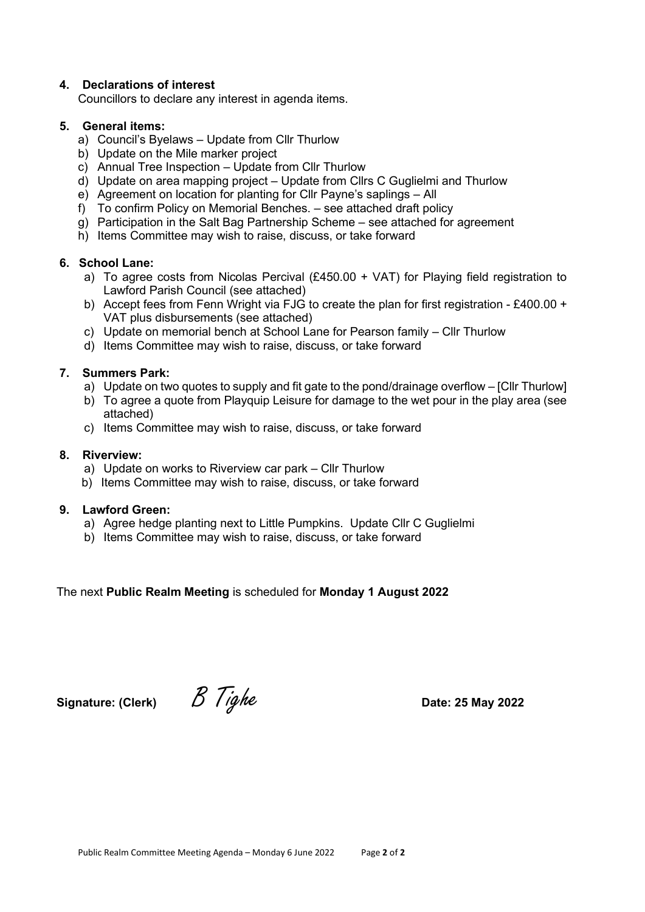## 4. Declarations of interest

Councillors to declare any interest in agenda items.

## 5. General items:

a) Council's Byelaws – Update from Cllr Thurlow
b) Update on the Mile marker project
c) Annual Tree Inspection – Update from Cllr Thurlow
d) Update on area mapping project – Update from Cllrs C Guglielmi and Thurlow
e) Agreement on location for planting for Cllr Payne's saplings – All
f) To confirm Policy on Memorial Benches. – see attached draft policy
g) Participation in the Salt Bag Partnership Scheme – see attached for agreement
h) Items Committee may wish to raise, discuss, or take forward

## 6. School Lane:

a) To agree costs from Nicolas Percival (£450.00 + VAT) for Playing field registration to Lawford Parish Council (see attached)
b) Accept fees from Fenn Wright via FJG to create the plan for first registration - £400.00 + VAT plus disbursements (see attached)
c) Update on memorial bench at School Lane for Pearson family – Cllr Thurlow
d) Items Committee may wish to raise, discuss, or take forward

## 7. Summers Park:

a) Update on two quotes to supply and fit gate to the pond/drainage overflow – [Cllr Thurlow]
b) To agree a quote from Playquip Leisure for damage to the wet pour in the play area (see attached)
c) Items Committee may wish to raise, discuss, or take forward

## 8. Riverview:

a) Update on works to Riverview car park – Cllr Thurlow
b) Items Committee may wish to raise, discuss, or take forward

## 9. Lawford Green:

a) Agree hedge planting next to Little Pumpkins. Update Cllr C Guglielmi
b) Items Committee may wish to raise, discuss, or take forward

The next **Public Realm Meeting** is scheduled for **Monday 1 August 2022**

**Signature: (Clerk)** *B Tighe* **Date: 25 May 2022**